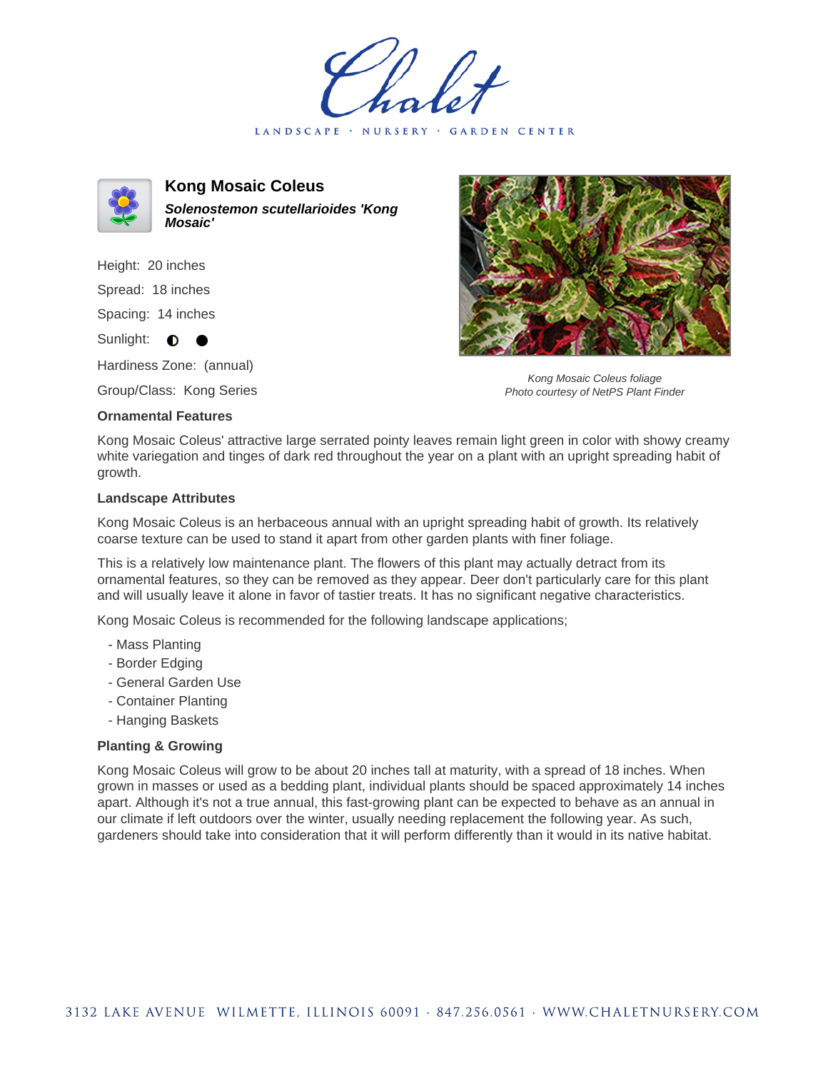# Kong Mosaic Coleus

***Solenostemon scutellarioides 'Kong Mosaic'***

Height: 20 inches

Spread: 18 inches

Spacing: 14 inches

Sunlight: ◐ ●

Hardiness Zone: (annual)

Group/Class: Kong Series

*Kong Mosaic Coleus foliage*
*Photo courtesy of NetPS Plant Finder*

### Ornamental Features

Kong Mosaic Coleus' attractive large serrated pointy leaves remain light green in color with showy creamy white variegation and tinges of dark red throughout the year on a plant with an upright spreading habit of growth.

### Landscape Attributes

Kong Mosaic Coleus is an herbaceous annual with an upright spreading habit of growth. Its relatively coarse texture can be used to stand it apart from other garden plants with finer foliage.

This is a relatively low maintenance plant. The flowers of this plant may actually detract from its ornamental features, so they can be removed as they appear. Deer don't particularly care for this plant and will usually leave it alone in favor of tastier treats. It has no significant negative characteristics.

Kong Mosaic Coleus is recommended for the following landscape applications;

- Mass Planting
- Border Edging
- General Garden Use
- Container Planting
- Hanging Baskets

### Planting & Growing

Kong Mosaic Coleus will grow to be about 20 inches tall at maturity, with a spread of 18 inches. When grown in masses or used as a bedding plant, individual plants should be spaced approximately 14 inches apart. Although it's not a true annual, this fast-growing plant can be expected to behave as an annual in our climate if left outdoors over the winter, usually needing replacement the following year. As such, gardeners should take into consideration that it will perform differently than it would in its native habitat.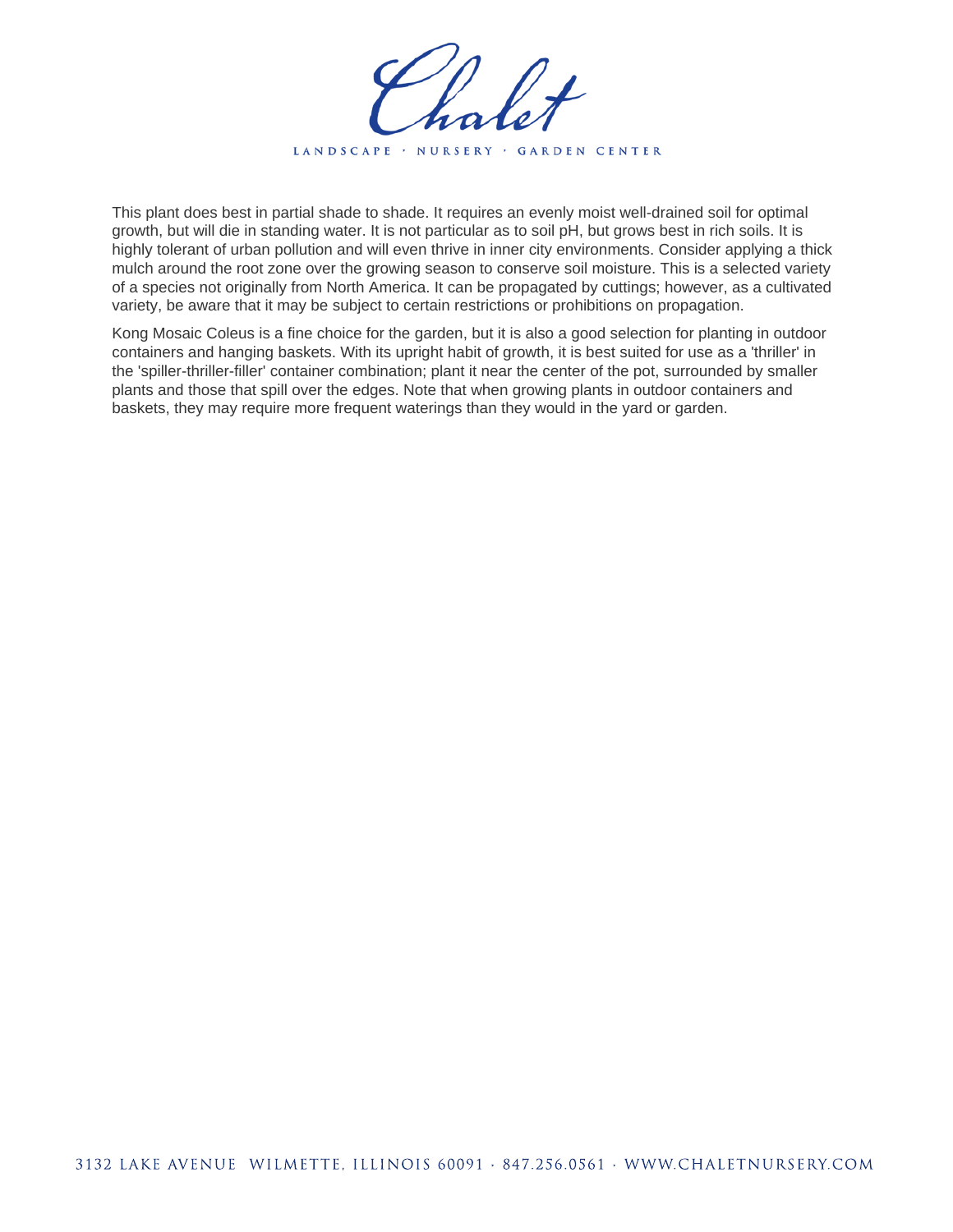This plant does best in partial shade to shade. It requires an evenly moist well-drained soil for optimal growth, but will die in standing water. It is not particular as to soil pH, but grows best in rich soils. It is highly tolerant of urban pollution and will even thrive in inner city environments. Consider applying a thick mulch around the root zone over the growing season to conserve soil moisture. This is a selected variety of a species not originally from North America. It can be propagated by cuttings; however, as a cultivated variety, be aware that it may be subject to certain restrictions or prohibitions on propagation.

Kong Mosaic Coleus is a fine choice for the garden, but it is also a good selection for planting in outdoor containers and hanging baskets. With its upright habit of growth, it is best suited for use as a 'thriller' in the 'spiller-thriller-filler' container combination; plant it near the center of the pot, surrounded by smaller plants and those that spill over the edges. Note that when growing plants in outdoor containers and baskets, they may require more frequent waterings than they would in the yard or garden.